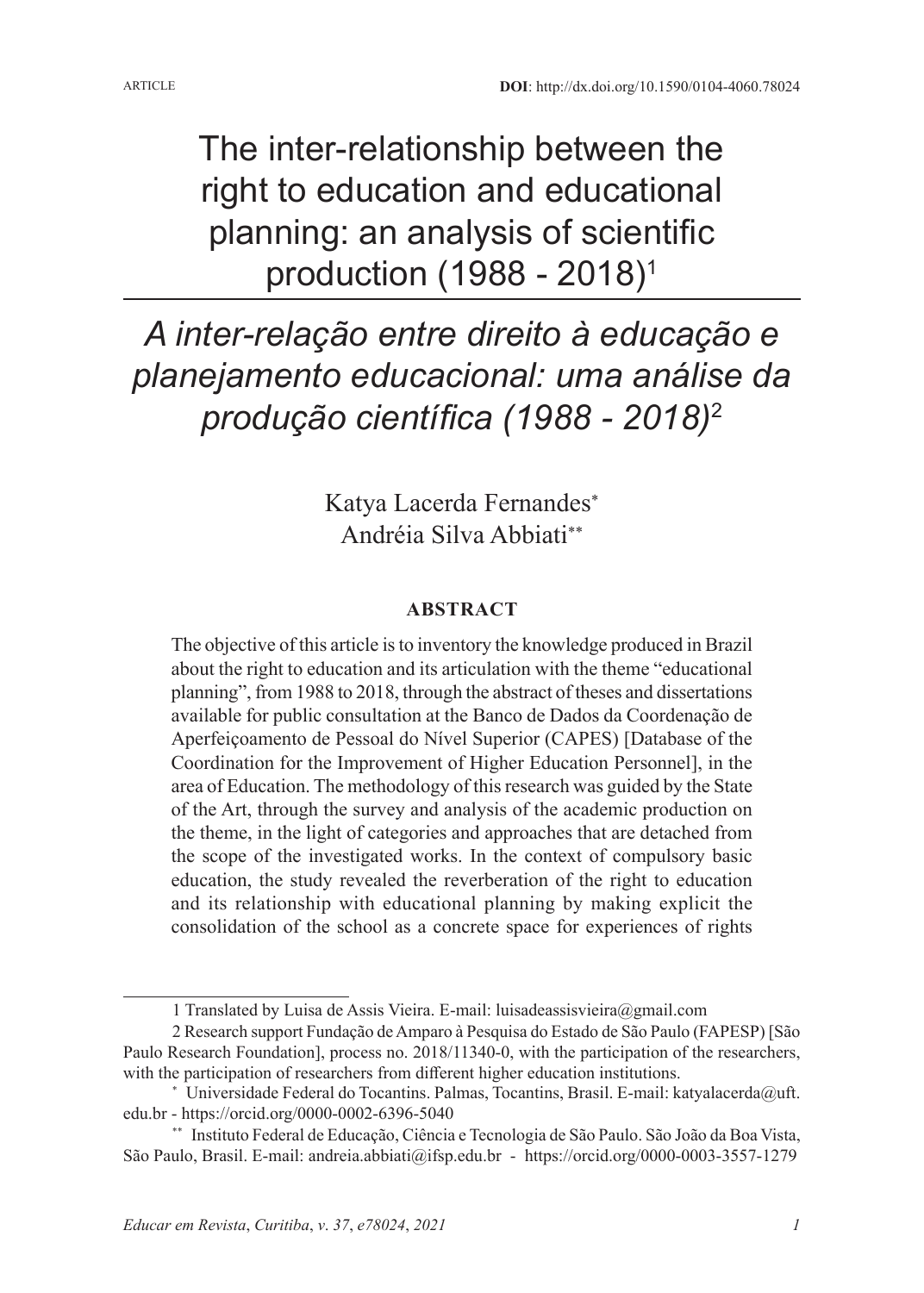ARTICLE

**DOI**: http://dx.doi.org/10.1590/0104-4060.78024

# The inter-relationship between the right to education and educational planning: an analysis of scientific production (1988 - 2018)[1]

# *A inter-relação entre direito à educação e planejamento educacional: uma análise da produção científica (1988 - 2018)*[2]

Katya Lacerda Fernandes[*]
Andréia Silva Abbiati[**]

## ABSTRACT

The objective of this article is to inventory the knowledge produced in Brazil about the right to education and its articulation with the theme "educational planning", from 1988 to 2018, through the abstract of theses and dissertations available for public consultation at the Banco de Dados da Coordenação de Aperfeiçoamento de Pessoal do Nível Superior (CAPES) [Database of the Coordination for the Improvement of Higher Education Personnel], in the area of Education. The methodology of this research was guided by the State of the Art, through the survey and analysis of the academic production on the theme, in the light of categories and approaches that are detached from the scope of the investigated works. In the context of compulsory basic education, the study revealed the reverberation of the right to education and its relationship with educational planning by making explicit the consolidation of the school as a concrete space for experiences of rights

---

1 Translated by Luisa de Assis Vieira. E-mail: luisadeassisvieira@gmail.com

2 Research support Fundação de Amparo à Pesquisa do Estado de São Paulo (FAPESP) [São Paulo Research Foundation], process no. 2018/11340-0, with the participation of the researchers, with the participation of researchers from different higher education institutions.

[*] Universidade Federal do Tocantins. Palmas, Tocantins, Brasil. E-mail: katyalacerda@uft.edu.br - https://orcid.org/0000-0002-6396-5040

[**] Instituto Federal de Educação, Ciência e Tecnologia de São Paulo. São João da Boa Vista, São Paulo, Brasil. E-mail: andreia.abbiati@ifsp.edu.br - https://orcid.org/0000-0003-3557-1279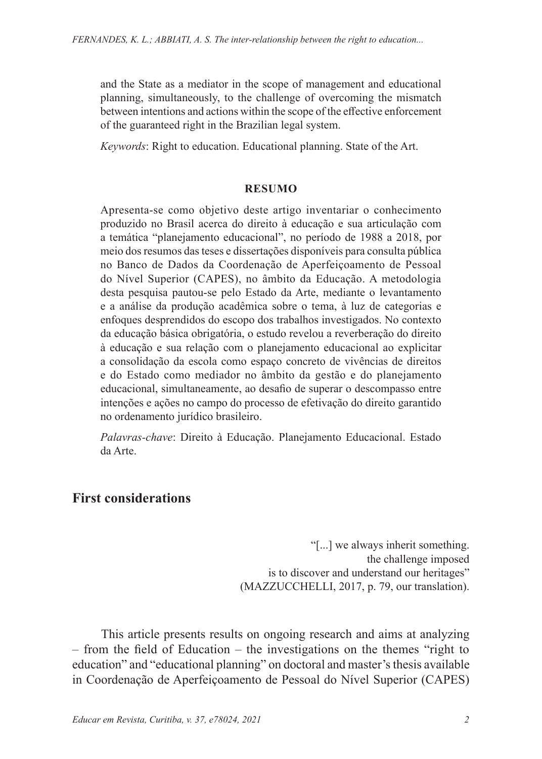and the State as a mediator in the scope of management and educational planning, simultaneously, to the challenge of overcoming the mismatch between intentions and actions within the scope of the effective enforcement of the guaranteed right in the Brazilian legal system.

*Keywords*: Right to education. Educational planning. State of the Art.

**RESUMO**

Apresenta-se como objetivo deste artigo inventariar o conhecimento produzido no Brasil acerca do direito à educação e sua articulação com a temática "planejamento educacional", no período de 1988 a 2018, por meio dos resumos das teses e dissertações disponíveis para consulta pública no Banco de Dados da Coordenação de Aperfeiçoamento de Pessoal do Nível Superior (CAPES), no âmbito da Educação. A metodologia desta pesquisa pautou-se pelo Estado da Arte, mediante o levantamento e a análise da produção acadêmica sobre o tema, à luz de categorias e enfoques desprendidos do escopo dos trabalhos investigados. No contexto da educação básica obrigatória, o estudo revelou a reverberação do direito à educação e sua relação com o planejamento educacional ao explicitar a consolidação da escola como espaço concreto de vivências de direitos e do Estado como mediador no âmbito da gestão e do planejamento educacional, simultaneamente, ao desafio de superar o descompasso entre intenções e ações no campo do processo de efetivação do direito garantido no ordenamento jurídico brasileiro.

*Palavras-chave*: Direito à Educação. Planejamento Educacional. Estado da Arte.

## First considerations

> "[...] we always inherit something.
> the challenge imposed
> is to discover and understand our heritages"
> (MAZZUCCHELLI, 2017, p. 79, our translation).

This article presents results on ongoing research and aims at analyzing – from the field of Education – the investigations on the themes "right to education" and "educational planning" on doctoral and master's thesis available in Coordenação de Aperfeiçoamento de Pessoal do Nível Superior (CAPES)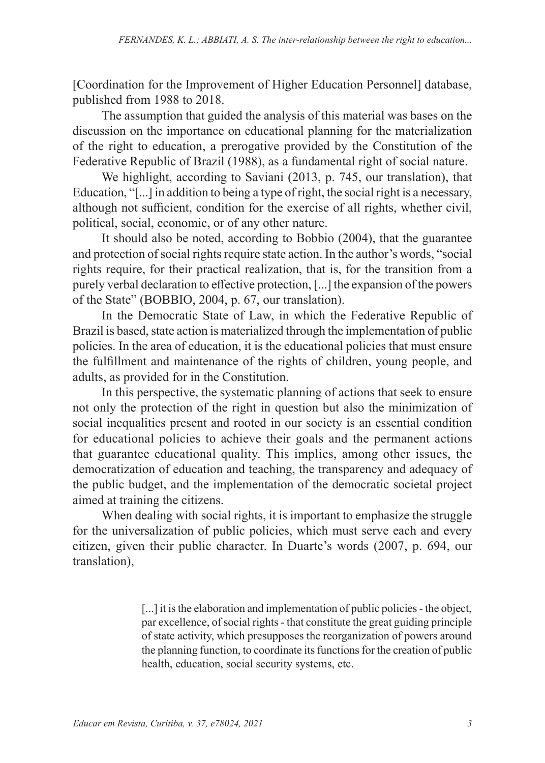[Coordination for the Improvement of Higher Education Personnel] database, published from 1988 to 2018.

The assumption that guided the analysis of this material was bases on the discussion on the importance on educational planning for the materialization of the right to education, a prerogative provided by the Constitution of the Federative Republic of Brazil (1988), as a fundamental right of social nature.

We highlight, according to Saviani (2013, p. 745, our translation), that Education, "[...] in addition to being a type of right, the social right is a necessary, although not sufficient, condition for the exercise of all rights, whether civil, political, social, economic, or of any other nature.

It should also be noted, according to Bobbio (2004), that the guarantee and protection of social rights require state action. In the author's words, "social rights require, for their practical realization, that is, for the transition from a purely verbal declaration to effective protection, [...] the expansion of the powers of the State" (BOBBIO, 2004, p. 67, our translation).

In the Democratic State of Law, in which the Federative Republic of Brazil is based, state action is materialized through the implementation of public policies. In the area of education, it is the educational policies that must ensure the fulfillment and maintenance of the rights of children, young people, and adults, as provided for in the Constitution.

In this perspective, the systematic planning of actions that seek to ensure not only the protection of the right in question but also the minimization of social inequalities present and rooted in our society is an essential condition for educational policies to achieve their goals and the permanent actions that guarantee educational quality. This implies, among other issues, the democratization of education and teaching, the transparency and adequacy of the public budget, and the implementation of the democratic societal project aimed at training the citizens.

When dealing with social rights, it is important to emphasize the struggle for the universalization of public policies, which must serve each and every citizen, given their public character. In Duarte's words (2007, p. 694, our translation),

> [...] it is the elaboration and implementation of public policies - the object, par excellence, of social rights - that constitute the great guiding principle of state activity, which presupposes the reorganization of powers around the planning function, to coordinate its functions for the creation of public health, education, social security systems, etc.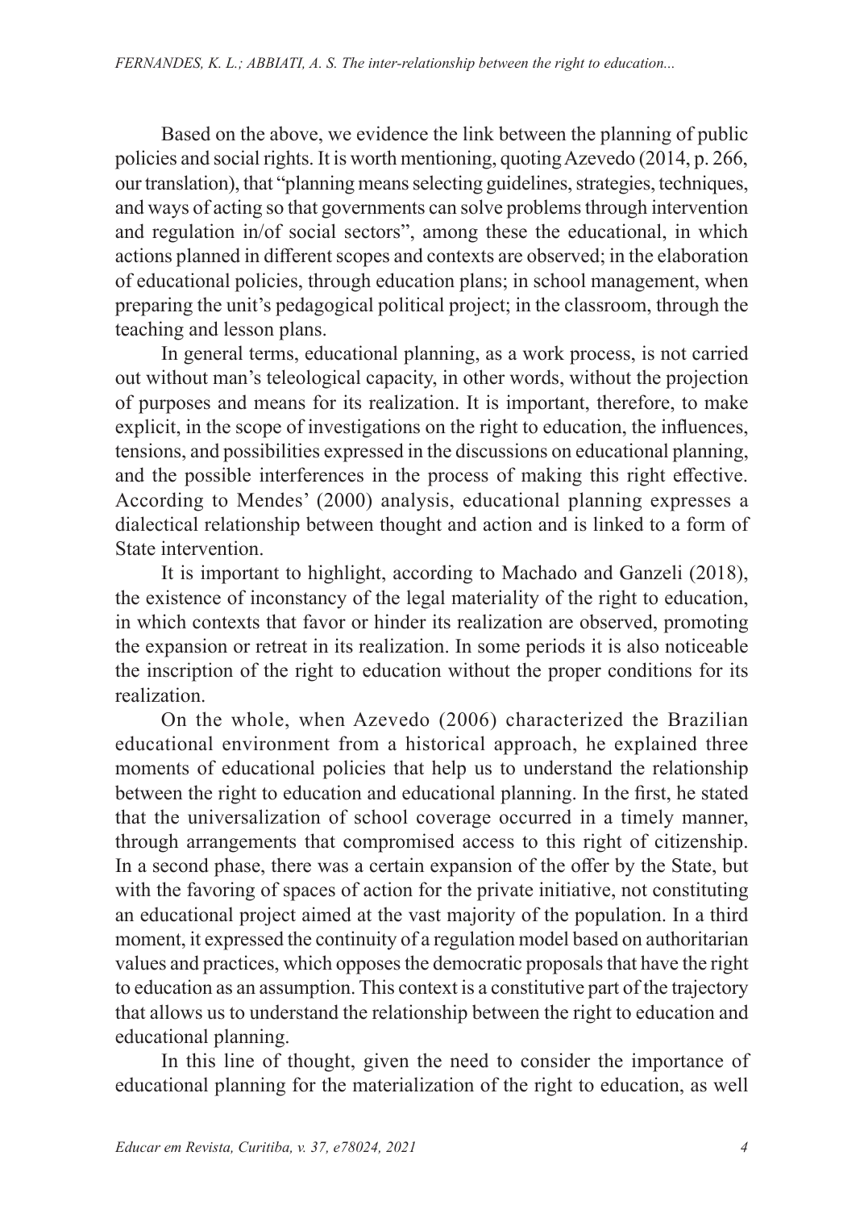Based on the above, we evidence the link between the planning of public policies and social rights. It is worth mentioning, quoting Azevedo (2014, p. 266, our translation), that "planning means selecting guidelines, strategies, techniques, and ways of acting so that governments can solve problems through intervention and regulation in/of social sectors", among these the educational, in which actions planned in different scopes and contexts are observed; in the elaboration of educational policies, through education plans; in school management, when preparing the unit's pedagogical political project; in the classroom, through the teaching and lesson plans.

In general terms, educational planning, as a work process, is not carried out without man's teleological capacity, in other words, without the projection of purposes and means for its realization. It is important, therefore, to make explicit, in the scope of investigations on the right to education, the influences, tensions, and possibilities expressed in the discussions on educational planning, and the possible interferences in the process of making this right effective. According to Mendes' (2000) analysis, educational planning expresses a dialectical relationship between thought and action and is linked to a form of State intervention.

It is important to highlight, according to Machado and Ganzeli (2018), the existence of inconstancy of the legal materiality of the right to education, in which contexts that favor or hinder its realization are observed, promoting the expansion or retreat in its realization. In some periods it is also noticeable the inscription of the right to education without the proper conditions for its realization.

On the whole, when Azevedo (2006) characterized the Brazilian educational environment from a historical approach, he explained three moments of educational policies that help us to understand the relationship between the right to education and educational planning. In the first, he stated that the universalization of school coverage occurred in a timely manner, through arrangements that compromised access to this right of citizenship. In a second phase, there was a certain expansion of the offer by the State, but with the favoring of spaces of action for the private initiative, not constituting an educational project aimed at the vast majority of the population. In a third moment, it expressed the continuity of a regulation model based on authoritarian values and practices, which opposes the democratic proposals that have the right to education as an assumption. This context is a constitutive part of the trajectory that allows us to understand the relationship between the right to education and educational planning.

In this line of thought, given the need to consider the importance of educational planning for the materialization of the right to education, as well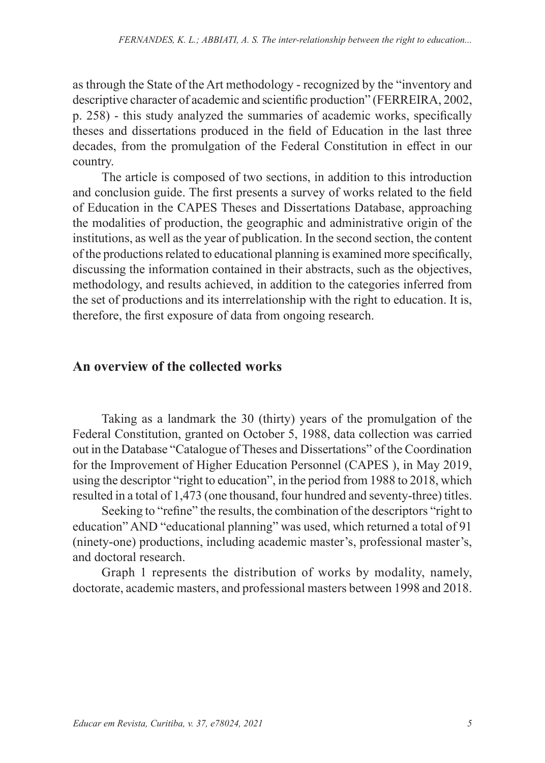as through the State of the Art methodology - recognized by the "inventory and descriptive character of academic and scientific production" (FERREIRA, 2002, p. 258) - this study analyzed the summaries of academic works, specifically theses and dissertations produced in the field of Education in the last three decades, from the promulgation of the Federal Constitution in effect in our country.

The article is composed of two sections, in addition to this introduction and conclusion guide. The first presents a survey of works related to the field of Education in the CAPES Theses and Dissertations Database, approaching the modalities of production, the geographic and administrative origin of the institutions, as well as the year of publication. In the second section, the content of the productions related to educational planning is examined more specifically, discussing the information contained in their abstracts, such as the objectives, methodology, and results achieved, in addition to the categories inferred from the set of productions and its interrelationship with the right to education. It is, therefore, the first exposure of data from ongoing research.

## An overview of the collected works

Taking as a landmark the 30 (thirty) years of the promulgation of the Federal Constitution, granted on October 5, 1988, data collection was carried out in the Database "Catalogue of Theses and Dissertations" of the Coordination for the Improvement of Higher Education Personnel (CAPES ), in May 2019, using the descriptor "right to education", in the period from 1988 to 2018, which resulted in a total of 1,473 (one thousand, four hundred and seventy-three) titles.

Seeking to "refine" the results, the combination of the descriptors "right to education" AND "educational planning" was used, which returned a total of 91 (ninety-one) productions, including academic master's, professional master's, and doctoral research.

Graph 1 represents the distribution of works by modality, namely, doctorate, academic masters, and professional masters between 1998 and 2018.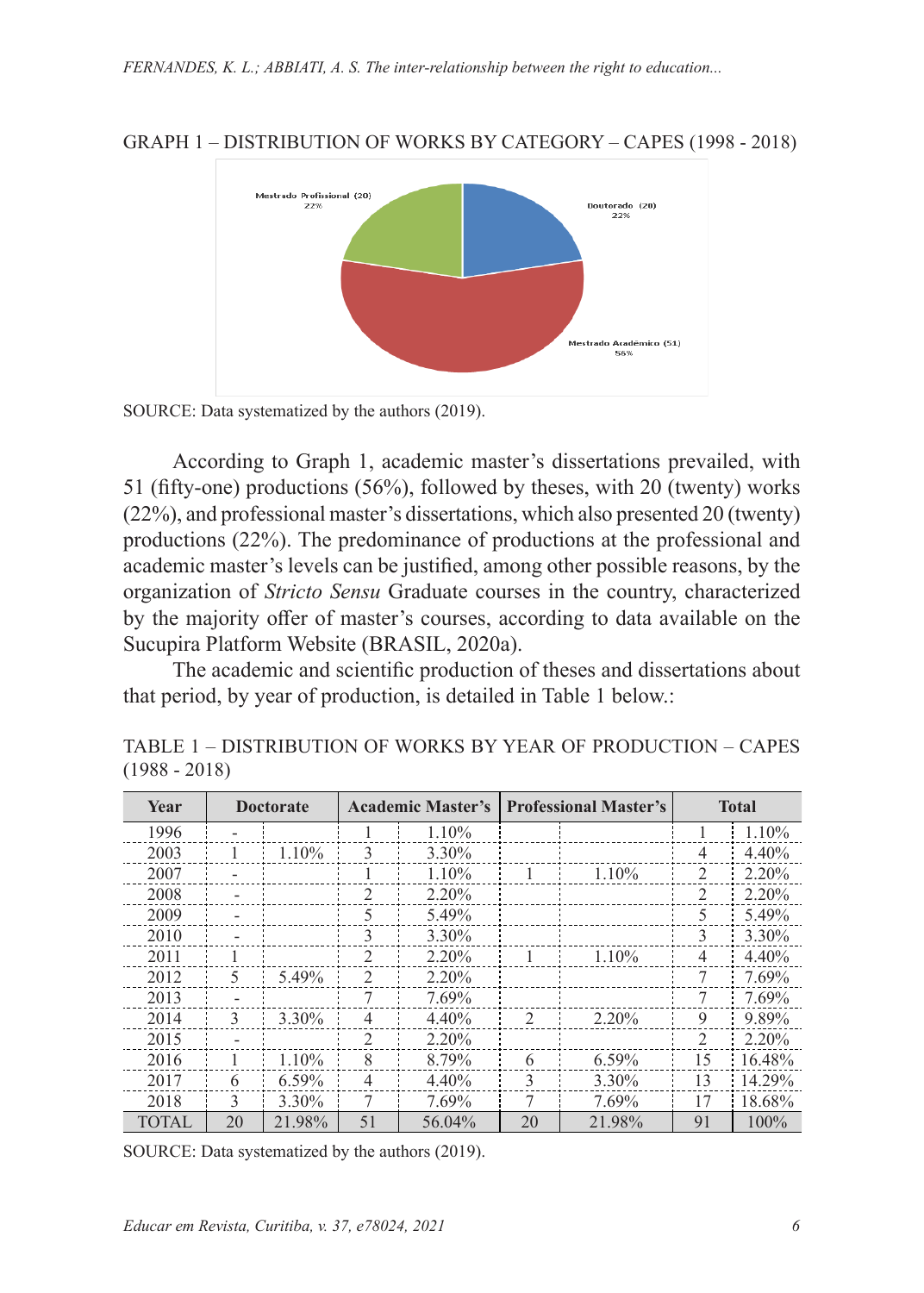GRAPH 1 – DISTRIBUTION OF WORKS BY CATEGORY – CAPES (1998 - 2018)

SOURCE: Data systematized by the authors (2019).

According to Graph 1, academic master's dissertations prevailed, with 51 (fifty-one) productions (56%), followed by theses, with 20 (twenty) works (22%), and professional master's dissertations, which also presented 20 (twenty) productions (22%). The predominance of productions at the professional and academic master's levels can be justified, among other possible reasons, by the organization of *Stricto Sensu* Graduate courses in the country, characterized by the majority offer of master's courses, according to data available on the Sucupira Platform Website (BRASIL, 2020a).

The academic and scientific production of theses and dissertations about that period, by year of production, is detailed in Table 1 below.:

TABLE 1 – DISTRIBUTION OF WORKS BY YEAR OF PRODUCTION – CAPES (1988 - 2018)

| Year | Doctorate | | Academic Master's | | Professional Master's | | Total | |
|---|---|---|---|---|---|---|---|---|
| 1996 | - | | 1 | 1.10% | | | 1 | 1.10% |
| 2003 | 1 | 1.10% | 3 | 3.30% | | | 4 | 4.40% |
| 2007 | - | | 1 | 1.10% | 1 | 1.10% | 2 | 2.20% |
| 2008 | - | | 2 | 2.20% | | | 2 | 2.20% |
| 2009 | - | | 5 | 5.49% | | | 5 | 5.49% |
| 2010 | - | | 3 | 3.30% | | | 3 | 3.30% |
| 2011 | 1 | | 2 | 2.20% | 1 | 1.10% | 4 | 4.40% |
| 2012 | 5 | 5.49% | 2 | 2.20% | | | 7 | 7.69% |
| 2013 | - | | 7 | 7.69% | | | 7 | 7.69% |
| 2014 | 3 | 3.30% | 4 | 4.40% | 2 | 2.20% | 9 | 9.89% |
| 2015 | - | | 2 | 2.20% | | | 2 | 2.20% |
| 2016 | 1 | 1.10% | 8 | 8.79% | 6 | 6.59% | 15 | 16.48% |
| 2017 | 6 | 6.59% | 4 | 4.40% | 3 | 3.30% | 13 | 14.29% |
| 2018 | 3 | 3.30% | 7 | 7.69% | 7 | 7.69% | 17 | 18.68% |
| TOTAL | 20 | 21.98% | 51 | 56.04% | 20 | 21.98% | 91 | 100% |

SOURCE: Data systematized by the authors (2019).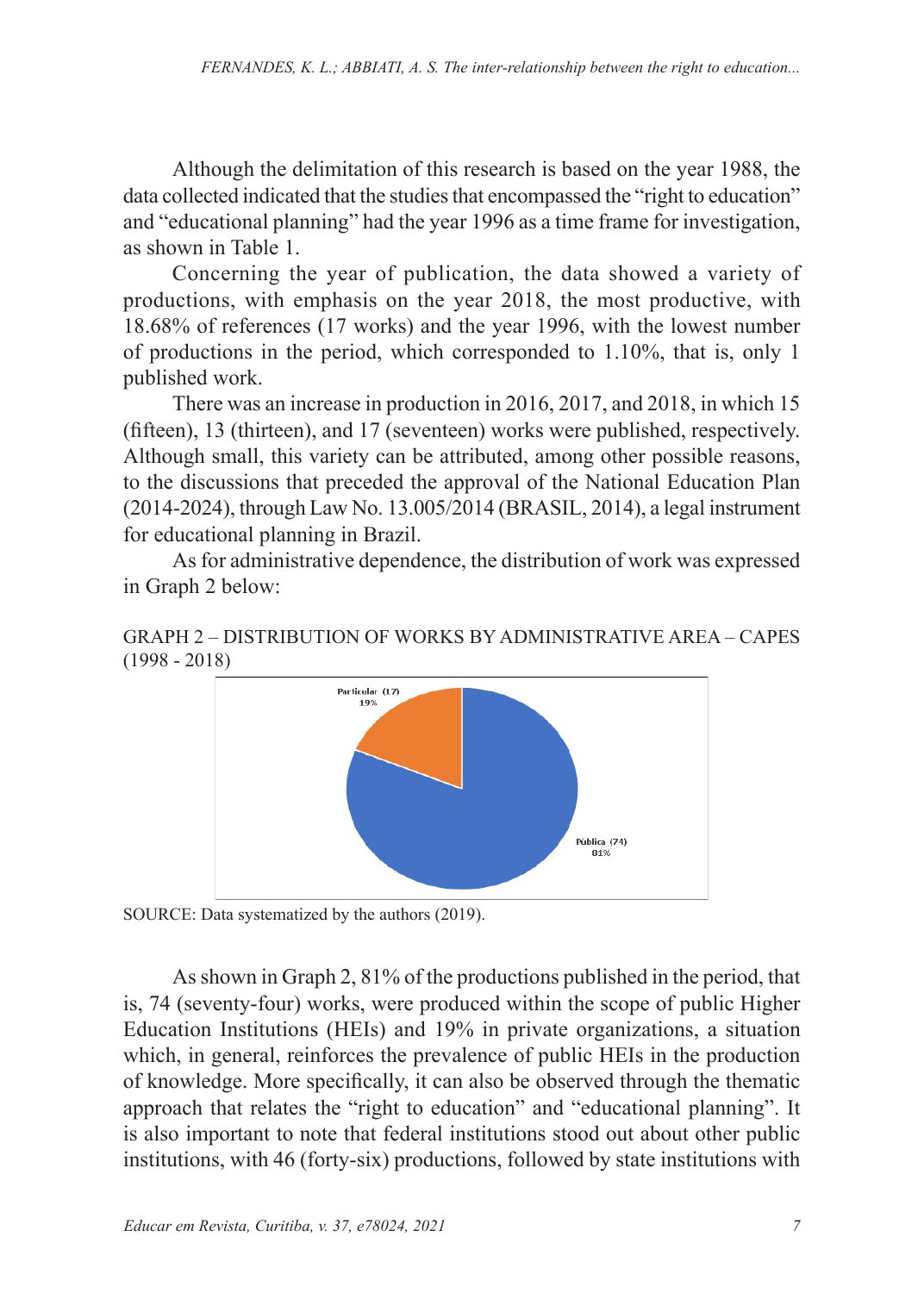Although the delimitation of this research is based on the year 1988, the data collected indicated that the studies that encompassed the "right to education" and "educational planning" had the year 1996 as a time frame for investigation, as shown in Table 1.

Concerning the year of publication, the data showed a variety of productions, with emphasis on the year 2018, the most productive, with 18.68% of references (17 works) and the year 1996, with the lowest number of productions in the period, which corresponded to 1.10%, that is, only 1 published work.

There was an increase in production in 2016, 2017, and 2018, in which 15 (fifteen), 13 (thirteen), and 17 (seventeen) works were published, respectively. Although small, this variety can be attributed, among other possible reasons, to the discussions that preceded the approval of the National Education Plan (2014-2024), through Law No. 13.005/2014 (BRASIL, 2014), a legal instrument for educational planning in Brazil.

As for administrative dependence, the distribution of work was expressed in Graph 2 below:

GRAPH 2 – DISTRIBUTION OF WORKS BY ADMINISTRATIVE AREA – CAPES (1998 - 2018)

Particular (17) 19%

Pública (74) 81%

SOURCE: Data systematized by the authors (2019).

As shown in Graph 2, 81% of the productions published in the period, that is, 74 (seventy-four) works, were produced within the scope of public Higher Education Institutions (HEIs) and 19% in private organizations, a situation which, in general, reinforces the prevalence of public HEIs in the production of knowledge. More specifically, it can also be observed through the thematic approach that relates the "right to education" and "educational planning". It is also important to note that federal institutions stood out about other public institutions, with 46 (forty-six) productions, followed by state institutions with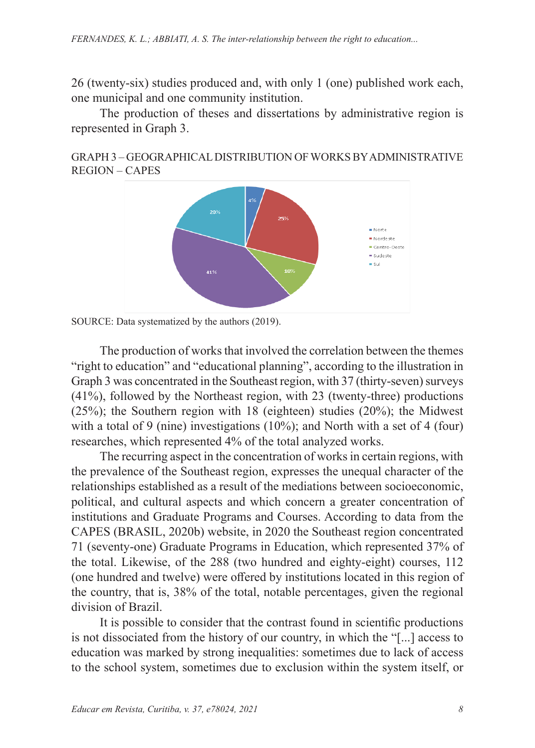26 (twenty-six) studies produced and, with only 1 (one) published work each, one municipal and one community institution.

The production of theses and dissertations by administrative region is represented in Graph 3.

GRAPH 3 – GEOGRAPHICAL DISTRIBUTION OF WORKS BY ADMINISTRATIVE REGION – CAPES

SOURCE: Data systematized by the authors (2019).

The production of works that involved the correlation between the themes "right to education" and "educational planning", according to the illustration in Graph 3 was concentrated in the Southeast region, with 37 (thirty-seven) surveys (41%), followed by the Northeast region, with 23 (twenty-three) productions (25%); the Southern region with 18 (eighteen) studies (20%); the Midwest with a total of 9 (nine) investigations (10%); and North with a set of 4 (four) researches, which represented 4% of the total analyzed works.

The recurring aspect in the concentration of works in certain regions, with the prevalence of the Southeast region, expresses the unequal character of the relationships established as a result of the mediations between socioeconomic, political, and cultural aspects and which concern a greater concentration of institutions and Graduate Programs and Courses. According to data from the CAPES (BRASIL, 2020b) website, in 2020 the Southeast region concentrated 71 (seventy-one) Graduate Programs in Education, which represented 37% of the total. Likewise, of the 288 (two hundred and eighty-eight) courses, 112 (one hundred and twelve) were offered by institutions located in this region of the country, that is, 38% of the total, notable percentages, given the regional division of Brazil.

It is possible to consider that the contrast found in scientific productions is not dissociated from the history of our country, in which the "[...] access to education was marked by strong inequalities: sometimes due to lack of access to the school system, sometimes due to exclusion within the system itself, or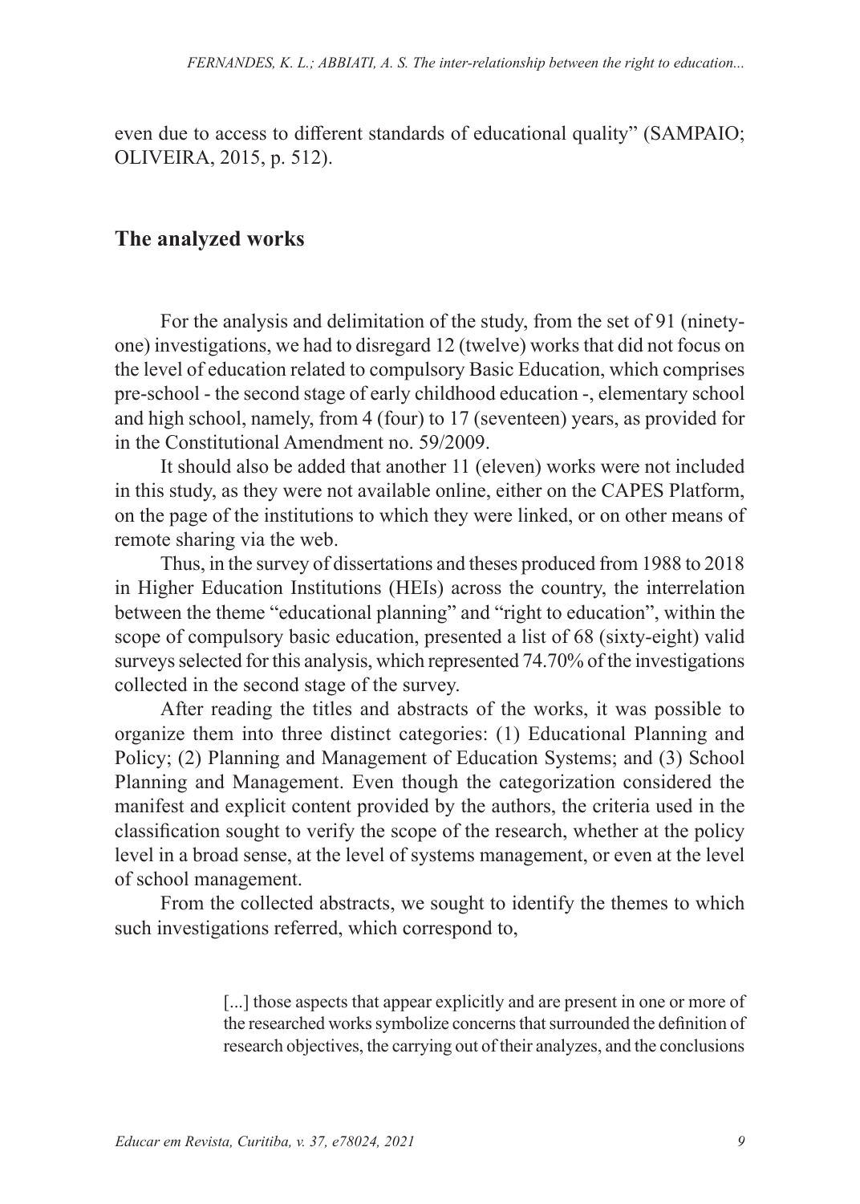even due to access to different standards of educational quality" (SAMPAIO; OLIVEIRA, 2015, p. 512).

## The analyzed works

For the analysis and delimitation of the study, from the set of 91 (ninety-one) investigations, we had to disregard 12 (twelve) works that did not focus on the level of education related to compulsory Basic Education, which comprises pre-school - the second stage of early childhood education -, elementary school and high school, namely, from 4 (four) to 17 (seventeen) years, as provided for in the Constitutional Amendment no. 59/2009.

It should also be added that another 11 (eleven) works were not included in this study, as they were not available online, either on the CAPES Platform, on the page of the institutions to which they were linked, or on other means of remote sharing via the web.

Thus, in the survey of dissertations and theses produced from 1988 to 2018 in Higher Education Institutions (HEIs) across the country, the interrelation between the theme "educational planning" and "right to education", within the scope of compulsory basic education, presented a list of 68 (sixty-eight) valid surveys selected for this analysis, which represented 74.70% of the investigations collected in the second stage of the survey.

After reading the titles and abstracts of the works, it was possible to organize them into three distinct categories: (1) Educational Planning and Policy; (2) Planning and Management of Education Systems; and (3) School Planning and Management. Even though the categorization considered the manifest and explicit content provided by the authors, the criteria used in the classification sought to verify the scope of the research, whether at the policy level in a broad sense, at the level of systems management, or even at the level of school management.

From the collected abstracts, we sought to identify the themes to which such investigations referred, which correspond to,

> [...] those aspects that appear explicitly and are present in one or more of the researched works symbolize concerns that surrounded the definition of research objectives, the carrying out of their analyzes, and the conclusions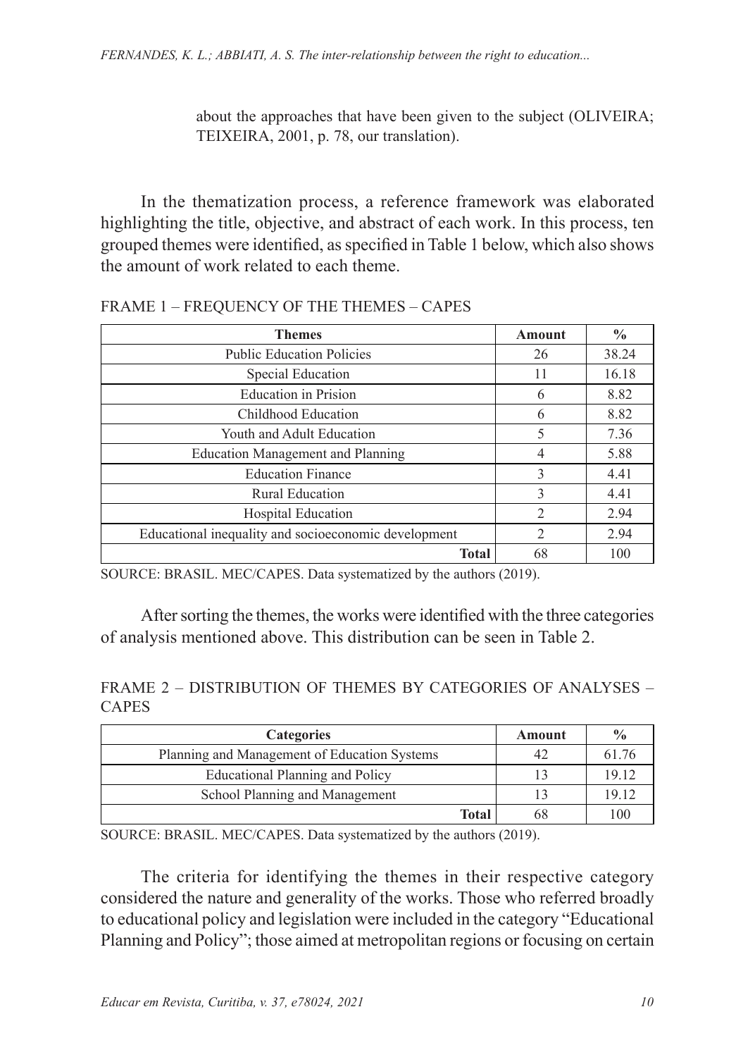about the approaches that have been given to the subject (OLIVEIRA; TEIXEIRA, 2001, p. 78, our translation).

In the thematization process, a reference framework was elaborated highlighting the title, objective, and abstract of each work. In this process, ten grouped themes were identified, as specified in Table 1 below, which also shows the amount of work related to each theme.

FRAME 1 – FREQUENCY OF THE THEMES – CAPES

| Themes | Amount | % |
|---|---|---|
| Public Education Policies | 26 | 38.24 |
| Special Education | 11 | 16.18 |
| Education in Prision | 6 | 8.82 |
| Childhood Education | 6 | 8.82 |
| Youth and Adult Education | 5 | 7.36 |
| Education Management and Planning | 4 | 5.88 |
| Education Finance | 3 | 4.41 |
| Rural Education | 3 | 4.41 |
| Hospital Education | 2 | 2.94 |
| Educational inequality and socioeconomic development | 2 | 2.94 |
| **Total** | 68 | 100 |

SOURCE: BRASIL. MEC/CAPES. Data systematized by the authors (2019).

After sorting the themes, the works were identified with the three categories of analysis mentioned above. This distribution can be seen in Table 2.

FRAME 2 – DISTRIBUTION OF THEMES BY CATEGORIES OF ANALYSES – CAPES

| Categories | Amount | % |
|---|---|---|
| Planning and Management of Education Systems | 42 | 61.76 |
| Educational Planning and Policy | 13 | 19.12 |
| School Planning and Management | 13 | 19.12 |
| **Total** | 68 | 100 |

SOURCE: BRASIL. MEC/CAPES. Data systematized by the authors (2019).

The criteria for identifying the themes in their respective category considered the nature and generality of the works. Those who referred broadly to educational policy and legislation were included in the category "Educational Planning and Policy"; those aimed at metropolitan regions or focusing on certain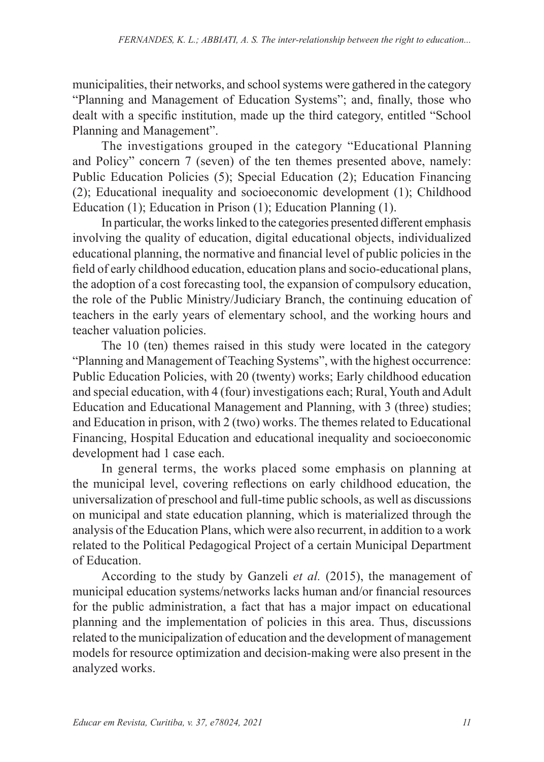municipalities, their networks, and school systems were gathered in the category "Planning and Management of Education Systems"; and, finally, those who dealt with a specific institution, made up the third category, entitled "School Planning and Management".

The investigations grouped in the category "Educational Planning and Policy" concern 7 (seven) of the ten themes presented above, namely: Public Education Policies (5); Special Education (2); Education Financing (2); Educational inequality and socioeconomic development (1); Childhood Education (1); Education in Prison (1); Education Planning (1).

In particular, the works linked to the categories presented different emphasis involving the quality of education, digital educational objects, individualized educational planning, the normative and financial level of public policies in the field of early childhood education, education plans and socio-educational plans, the adoption of a cost forecasting tool, the expansion of compulsory education, the role of the Public Ministry/Judiciary Branch, the continuing education of teachers in the early years of elementary school, and the working hours and teacher valuation policies.

The 10 (ten) themes raised in this study were located in the category "Planning and Management of Teaching Systems", with the highest occurrence: Public Education Policies, with 20 (twenty) works; Early childhood education and special education, with 4 (four) investigations each; Rural, Youth and Adult Education and Educational Management and Planning, with 3 (three) studies; and Education in prison, with 2 (two) works. The themes related to Educational Financing, Hospital Education and educational inequality and socioeconomic development had 1 case each.

In general terms, the works placed some emphasis on planning at the municipal level, covering reflections on early childhood education, the universalization of preschool and full-time public schools, as well as discussions on municipal and state education planning, which is materialized through the analysis of the Education Plans, which were also recurrent, in addition to a work related to the Political Pedagogical Project of a certain Municipal Department of Education.

According to the study by Ganzeli *et al.* (2015), the management of municipal education systems/networks lacks human and/or financial resources for the public administration, a fact that has a major impact on educational planning and the implementation of policies in this area. Thus, discussions related to the municipalization of education and the development of management models for resource optimization and decision-making were also present in the analyzed works.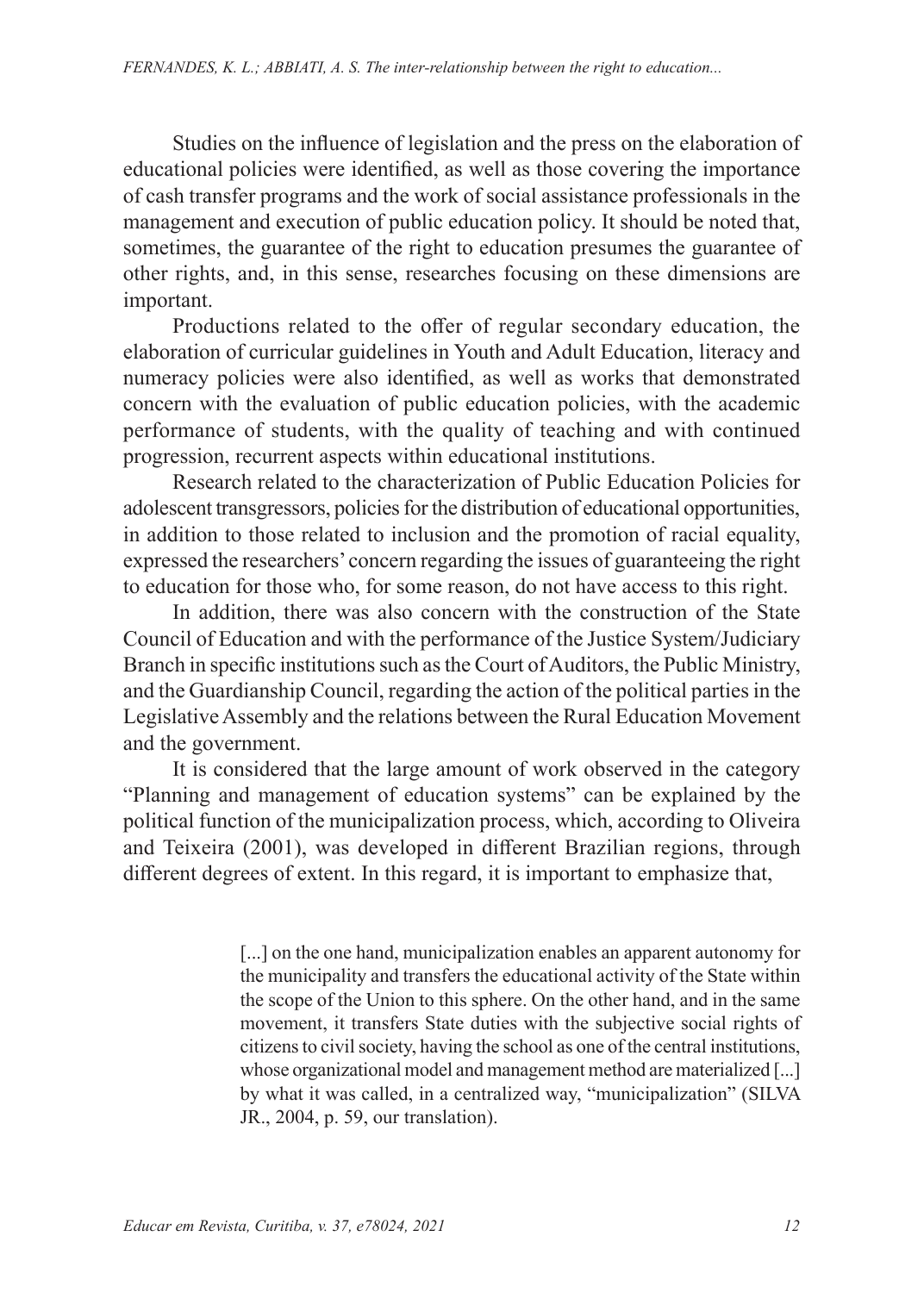Studies on the influence of legislation and the press on the elaboration of educational policies were identified, as well as those covering the importance of cash transfer programs and the work of social assistance professionals in the management and execution of public education policy. It should be noted that, sometimes, the guarantee of the right to education presumes the guarantee of other rights, and, in this sense, researches focusing on these dimensions are important.

Productions related to the offer of regular secondary education, the elaboration of curricular guidelines in Youth and Adult Education, literacy and numeracy policies were also identified, as well as works that demonstrated concern with the evaluation of public education policies, with the academic performance of students, with the quality of teaching and with continued progression, recurrent aspects within educational institutions.

Research related to the characterization of Public Education Policies for adolescent transgressors, policies for the distribution of educational opportunities, in addition to those related to inclusion and the promotion of racial equality, expressed the researchers' concern regarding the issues of guaranteeing the right to education for those who, for some reason, do not have access to this right.

In addition, there was also concern with the construction of the State Council of Education and with the performance of the Justice System/Judiciary Branch in specific institutions such as the Court of Auditors, the Public Ministry, and the Guardianship Council, regarding the action of the political parties in the Legislative Assembly and the relations between the Rural Education Movement and the government.

It is considered that the large amount of work observed in the category "Planning and management of education systems" can be explained by the political function of the municipalization process, which, according to Oliveira and Teixeira (2001), was developed in different Brazilian regions, through different degrees of extent. In this regard, it is important to emphasize that,

> [...] on the one hand, municipalization enables an apparent autonomy for the municipality and transfers the educational activity of the State within the scope of the Union to this sphere. On the other hand, and in the same movement, it transfers State duties with the subjective social rights of citizens to civil society, having the school as one of the central institutions, whose organizational model and management method are materialized [...] by what it was called, in a centralized way, "municipalization" (SILVA JR., 2004, p. 59, our translation).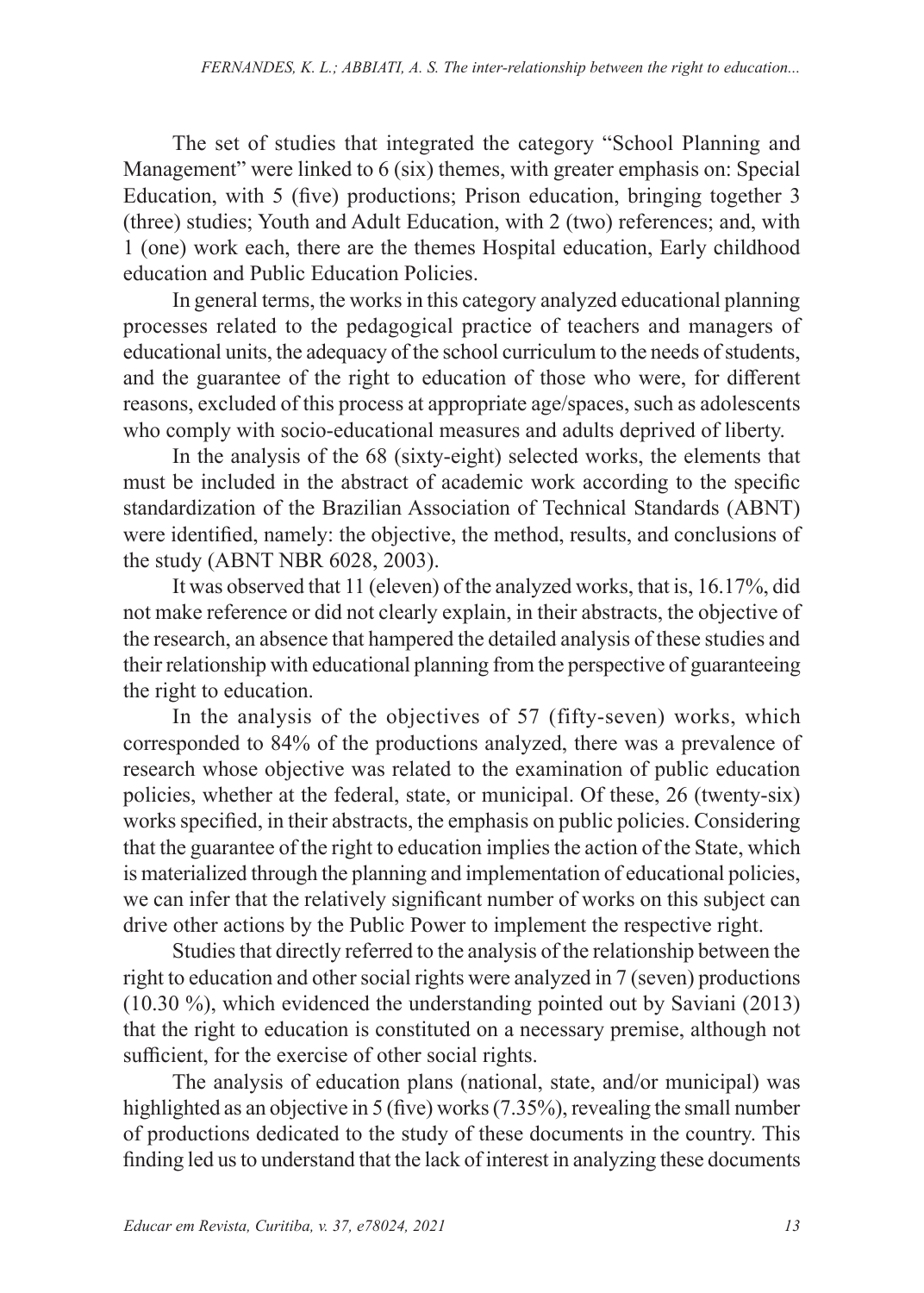The set of studies that integrated the category "School Planning and Management" were linked to 6 (six) themes, with greater emphasis on: Special Education, with 5 (five) productions; Prison education, bringing together 3 (three) studies; Youth and Adult Education, with 2 (two) references; and, with 1 (one) work each, there are the themes Hospital education, Early childhood education and Public Education Policies.

In general terms, the works in this category analyzed educational planning processes related to the pedagogical practice of teachers and managers of educational units, the adequacy of the school curriculum to the needs of students, and the guarantee of the right to education of those who were, for different reasons, excluded of this process at appropriate age/spaces, such as adolescents who comply with socio-educational measures and adults deprived of liberty.

In the analysis of the 68 (sixty-eight) selected works, the elements that must be included in the abstract of academic work according to the specific standardization of the Brazilian Association of Technical Standards (ABNT) were identified, namely: the objective, the method, results, and conclusions of the study (ABNT NBR 6028, 2003).

It was observed that 11 (eleven) of the analyzed works, that is, 16.17%, did not make reference or did not clearly explain, in their abstracts, the objective of the research, an absence that hampered the detailed analysis of these studies and their relationship with educational planning from the perspective of guaranteeing the right to education.

In the analysis of the objectives of 57 (fifty-seven) works, which corresponded to 84% of the productions analyzed, there was a prevalence of research whose objective was related to the examination of public education policies, whether at the federal, state, or municipal. Of these, 26 (twenty-six) works specified, in their abstracts, the emphasis on public policies. Considering that the guarantee of the right to education implies the action of the State, which is materialized through the planning and implementation of educational policies, we can infer that the relatively significant number of works on this subject can drive other actions by the Public Power to implement the respective right.

Studies that directly referred to the analysis of the relationship between the right to education and other social rights were analyzed in 7 (seven) productions (10.30 %), which evidenced the understanding pointed out by Saviani (2013) that the right to education is constituted on a necessary premise, although not sufficient, for the exercise of other social rights.

The analysis of education plans (national, state, and/or municipal) was highlighted as an objective in 5 (five) works (7.35%), revealing the small number of productions dedicated to the study of these documents in the country. This finding led us to understand that the lack of interest in analyzing these documents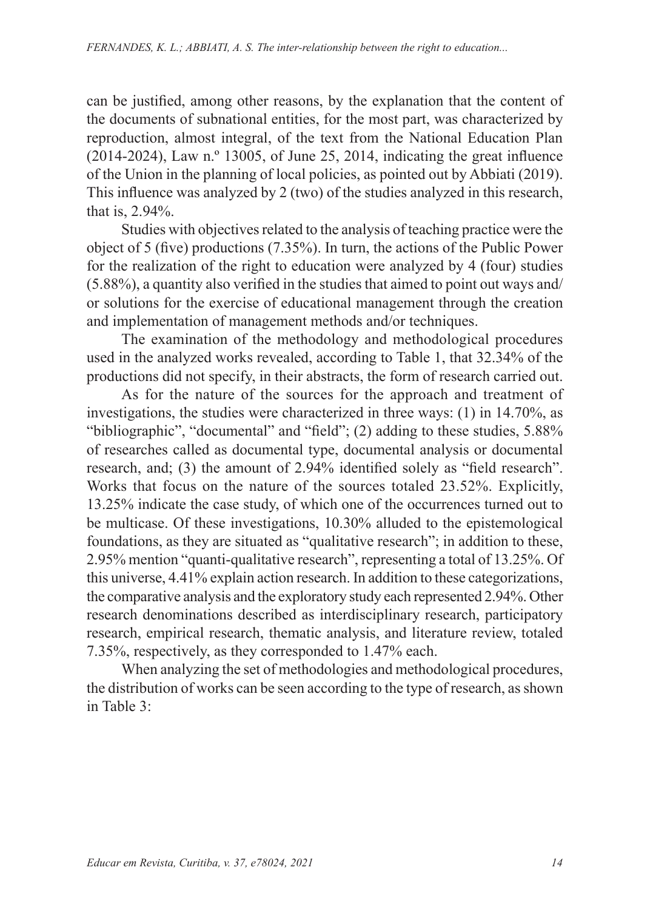can be justified, among other reasons, by the explanation that the content of the documents of subnational entities, for the most part, was characterized by reproduction, almost integral, of the text from the National Education Plan (2014-2024), Law n.º 13005, of June 25, 2014, indicating the great influence of the Union in the planning of local policies, as pointed out by Abbiati (2019). This influence was analyzed by 2 (two) of the studies analyzed in this research, that is, 2.94%.

Studies with objectives related to the analysis of teaching practice were the object of 5 (five) productions (7.35%). In turn, the actions of the Public Power for the realization of the right to education were analyzed by 4 (four) studies (5.88%), a quantity also verified in the studies that aimed to point out ways and/or solutions for the exercise of educational management through the creation and implementation of management methods and/or techniques.

The examination of the methodology and methodological procedures used in the analyzed works revealed, according to Table 1, that 32.34% of the productions did not specify, in their abstracts, the form of research carried out.

As for the nature of the sources for the approach and treatment of investigations, the studies were characterized in three ways: (1) in 14.70%, as "bibliographic", "documental" and "field"; (2) adding to these studies, 5.88% of researches called as documental type, documental analysis or documental research, and; (3) the amount of 2.94% identified solely as "field research". Works that focus on the nature of the sources totaled 23.52%. Explicitly, 13.25% indicate the case study, of which one of the occurrences turned out to be multicase. Of these investigations, 10.30% alluded to the epistemological foundations, as they are situated as "qualitative research"; in addition to these, 2.95% mention "quanti-qualitative research", representing a total of 13.25%. Of this universe, 4.41% explain action research. In addition to these categorizations, the comparative analysis and the exploratory study each represented 2.94%. Other research denominations described as interdisciplinary research, participatory research, empirical research, thematic analysis, and literature review, totaled 7.35%, respectively, as they corresponded to 1.47% each.

When analyzing the set of methodologies and methodological procedures, the distribution of works can be seen according to the type of research, as shown in Table 3: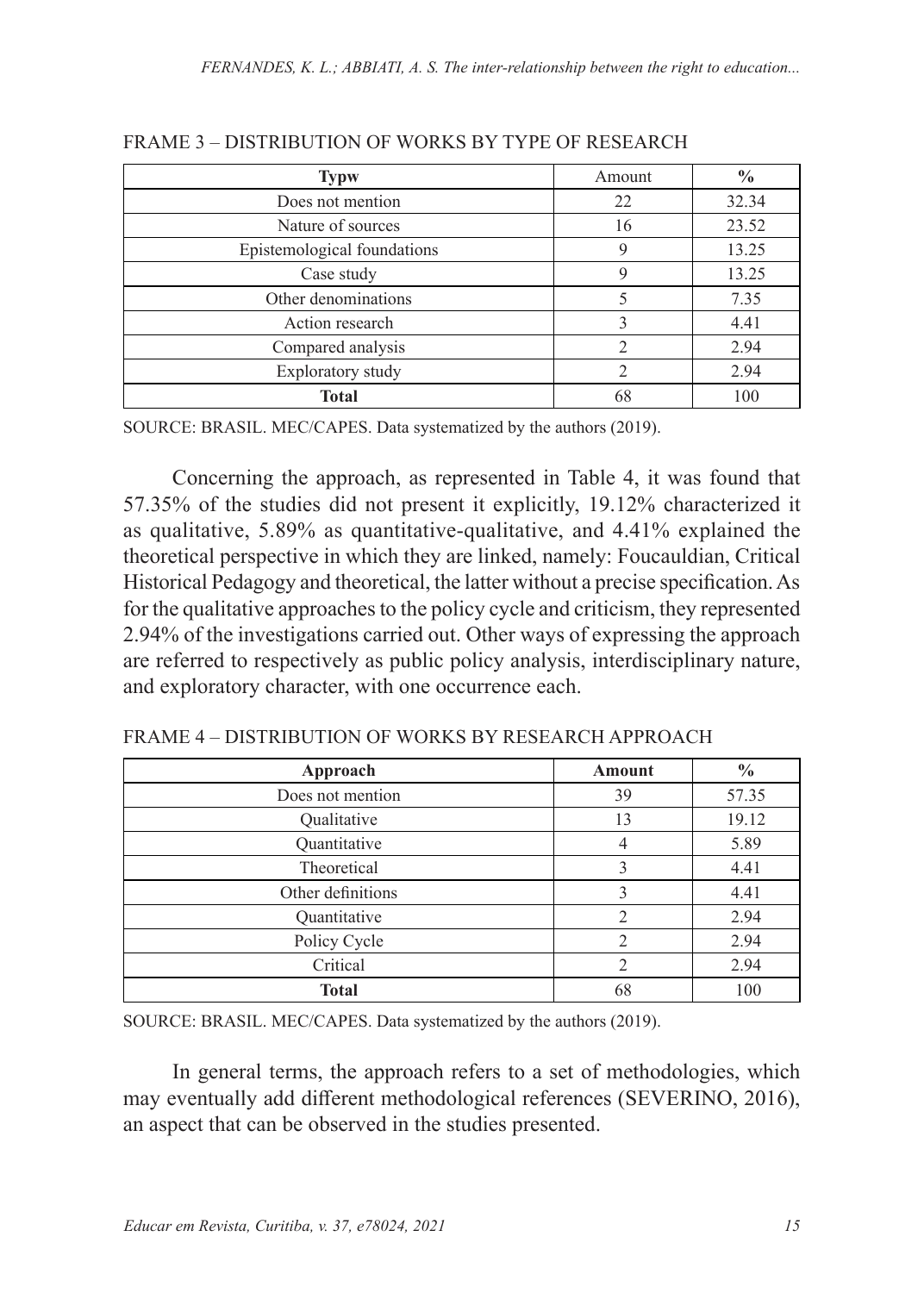FRAME 3 – DISTRIBUTION OF WORKS BY TYPE OF RESEARCH

| **Typw** | Amount | **%** |
|---|---|---|
| Does not mention | 22 | 32.34 |
| Nature of sources | 16 | 23.52 |
| Epistemological foundations | 9 | 13.25 |
| Case study | 9 | 13.25 |
| Other denominations | 5 | 7.35 |
| Action research | 3 | 4.41 |
| Compared analysis | 2 | 2.94 |
| Exploratory study | 2 | 2.94 |
| **Total** | 68 | 100 |

SOURCE: BRASIL. MEC/CAPES. Data systematized by the authors (2019).

Concerning the approach, as represented in Table 4, it was found that 57.35% of the studies did not present it explicitly, 19.12% characterized it as qualitative, 5.89% as quantitative-qualitative, and 4.41% explained the theoretical perspective in which they are linked, namely: Foucauldian, Critical Historical Pedagogy and theoretical, the latter without a precise specification. As for the qualitative approaches to the policy cycle and criticism, they represented 2.94% of the investigations carried out. Other ways of expressing the approach are referred to respectively as public policy analysis, interdisciplinary nature, and exploratory character, with one occurrence each.

FRAME 4 – DISTRIBUTION OF WORKS BY RESEARCH APPROACH

| **Approach** | **Amount** | **%** |
|---|---|---|
| Does not mention | 39 | 57.35 |
| Qualitative | 13 | 19.12 |
| Quantitative | 4 | 5.89 |
| Theoretical | 3 | 4.41 |
| Other definitions | 3 | 4.41 |
| Quantitative | 2 | 2.94 |
| Policy Cycle | 2 | 2.94 |
| Critical | 2 | 2.94 |
| **Total** | 68 | 100 |

SOURCE: BRASIL. MEC/CAPES. Data systematized by the authors (2019).

In general terms, the approach refers to a set of methodologies, which may eventually add different methodological references (SEVERINO, 2016), an aspect that can be observed in the studies presented.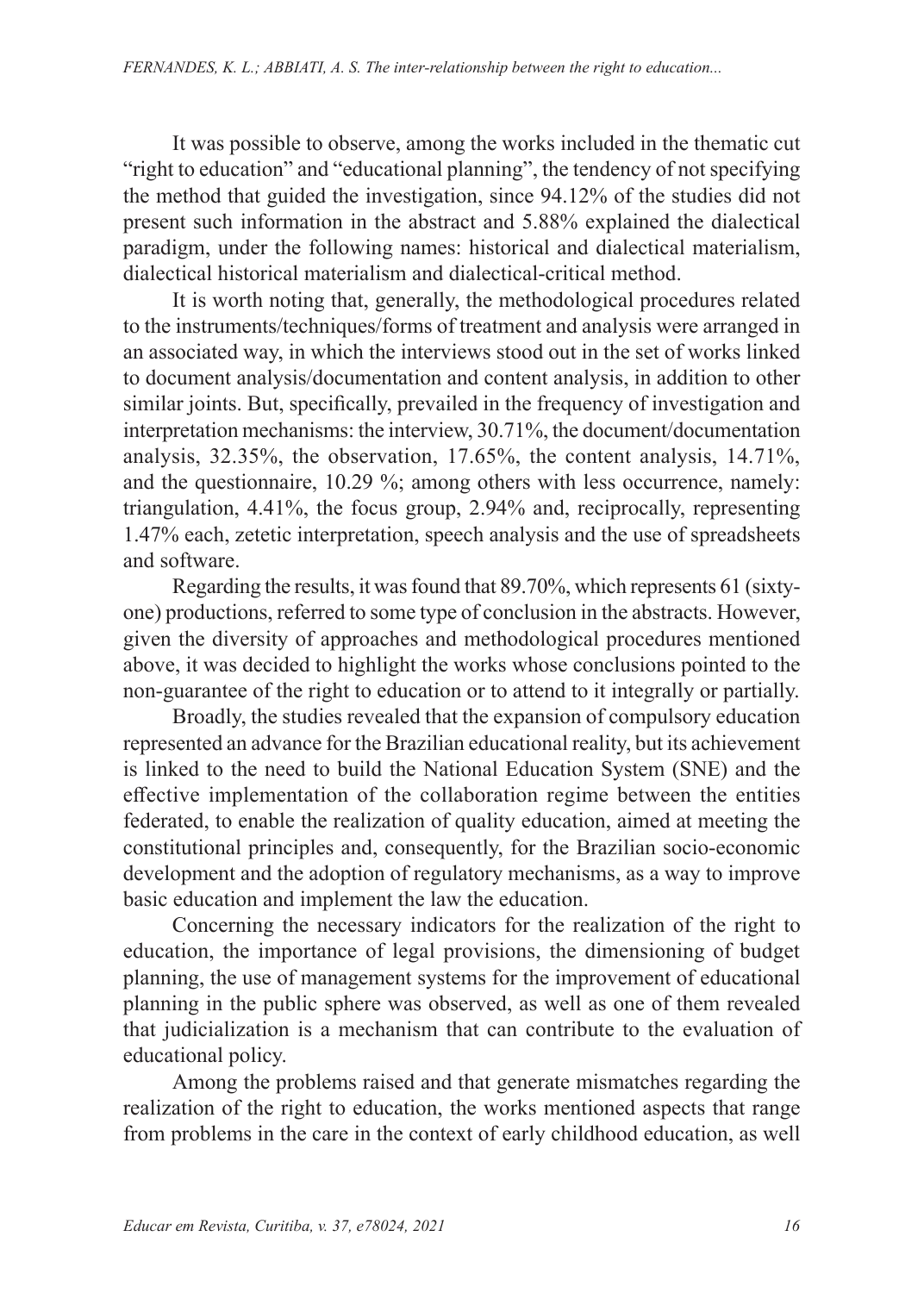It was possible to observe, among the works included in the thematic cut "right to education" and "educational planning", the tendency of not specifying the method that guided the investigation, since 94.12% of the studies did not present such information in the abstract and 5.88% explained the dialectical paradigm, under the following names: historical and dialectical materialism, dialectical historical materialism and dialectical-critical method.

It is worth noting that, generally, the methodological procedures related to the instruments/techniques/forms of treatment and analysis were arranged in an associated way, in which the interviews stood out in the set of works linked to document analysis/documentation and content analysis, in addition to other similar joints. But, specifically, prevailed in the frequency of investigation and interpretation mechanisms: the interview, 30.71%, the document/documentation analysis, 32.35%, the observation, 17.65%, the content analysis, 14.71%, and the questionnaire, 10.29 %; among others with less occurrence, namely: triangulation, 4.41%, the focus group, 2.94% and, reciprocally, representing 1.47% each, zetetic interpretation, speech analysis and the use of spreadsheets and software.

Regarding the results, it was found that 89.70%, which represents 61 (sixty-one) productions, referred to some type of conclusion in the abstracts. However, given the diversity of approaches and methodological procedures mentioned above, it was decided to highlight the works whose conclusions pointed to the non-guarantee of the right to education or to attend to it integrally or partially.

Broadly, the studies revealed that the expansion of compulsory education represented an advance for the Brazilian educational reality, but its achievement is linked to the need to build the National Education System (SNE) and the effective implementation of the collaboration regime between the entities federated, to enable the realization of quality education, aimed at meeting the constitutional principles and, consequently, for the Brazilian socio-economic development and the adoption of regulatory mechanisms, as a way to improve basic education and implement the law the education.

Concerning the necessary indicators for the realization of the right to education, the importance of legal provisions, the dimensioning of budget planning, the use of management systems for the improvement of educational planning in the public sphere was observed, as well as one of them revealed that judicialization is a mechanism that can contribute to the evaluation of educational policy.

Among the problems raised and that generate mismatches regarding the realization of the right to education, the works mentioned aspects that range from problems in the care in the context of early childhood education, as well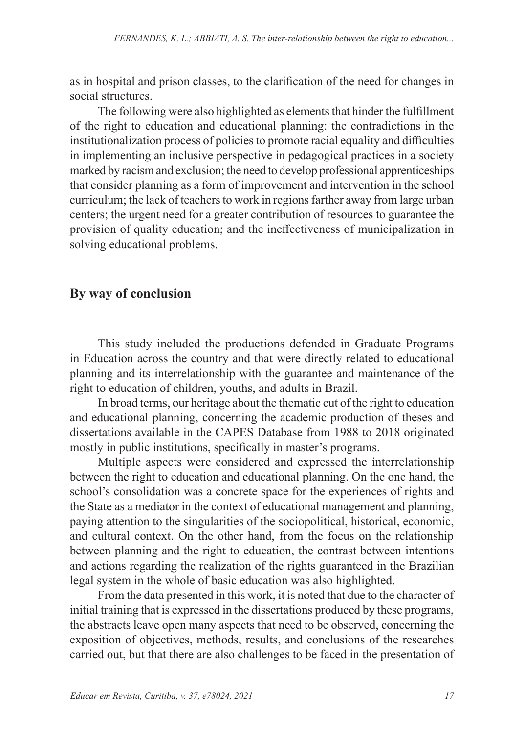as in hospital and prison classes, to the clarification of the need for changes in social structures.

The following were also highlighted as elements that hinder the fulfillment of the right to education and educational planning: the contradictions in the institutionalization process of policies to promote racial equality and difficulties in implementing an inclusive perspective in pedagogical practices in a society marked by racism and exclusion; the need to develop professional apprenticeships that consider planning as a form of improvement and intervention in the school curriculum; the lack of teachers to work in regions farther away from large urban centers; the urgent need for a greater contribution of resources to guarantee the provision of quality education; and the ineffectiveness of municipalization in solving educational problems.

## By way of conclusion

This study included the productions defended in Graduate Programs in Education across the country and that were directly related to educational planning and its interrelationship with the guarantee and maintenance of the right to education of children, youths, and adults in Brazil.

In broad terms, our heritage about the thematic cut of the right to education and educational planning, concerning the academic production of theses and dissertations available in the CAPES Database from 1988 to 2018 originated mostly in public institutions, specifically in master's programs.

Multiple aspects were considered and expressed the interrelationship between the right to education and educational planning. On the one hand, the school's consolidation was a concrete space for the experiences of rights and the State as a mediator in the context of educational management and planning, paying attention to the singularities of the sociopolitical, historical, economic, and cultural context. On the other hand, from the focus on the relationship between planning and the right to education, the contrast between intentions and actions regarding the realization of the rights guaranteed in the Brazilian legal system in the whole of basic education was also highlighted.

From the data presented in this work, it is noted that due to the character of initial training that is expressed in the dissertations produced by these programs, the abstracts leave open many aspects that need to be observed, concerning the exposition of objectives, methods, results, and conclusions of the researches carried out, but that there are also challenges to be faced in the presentation of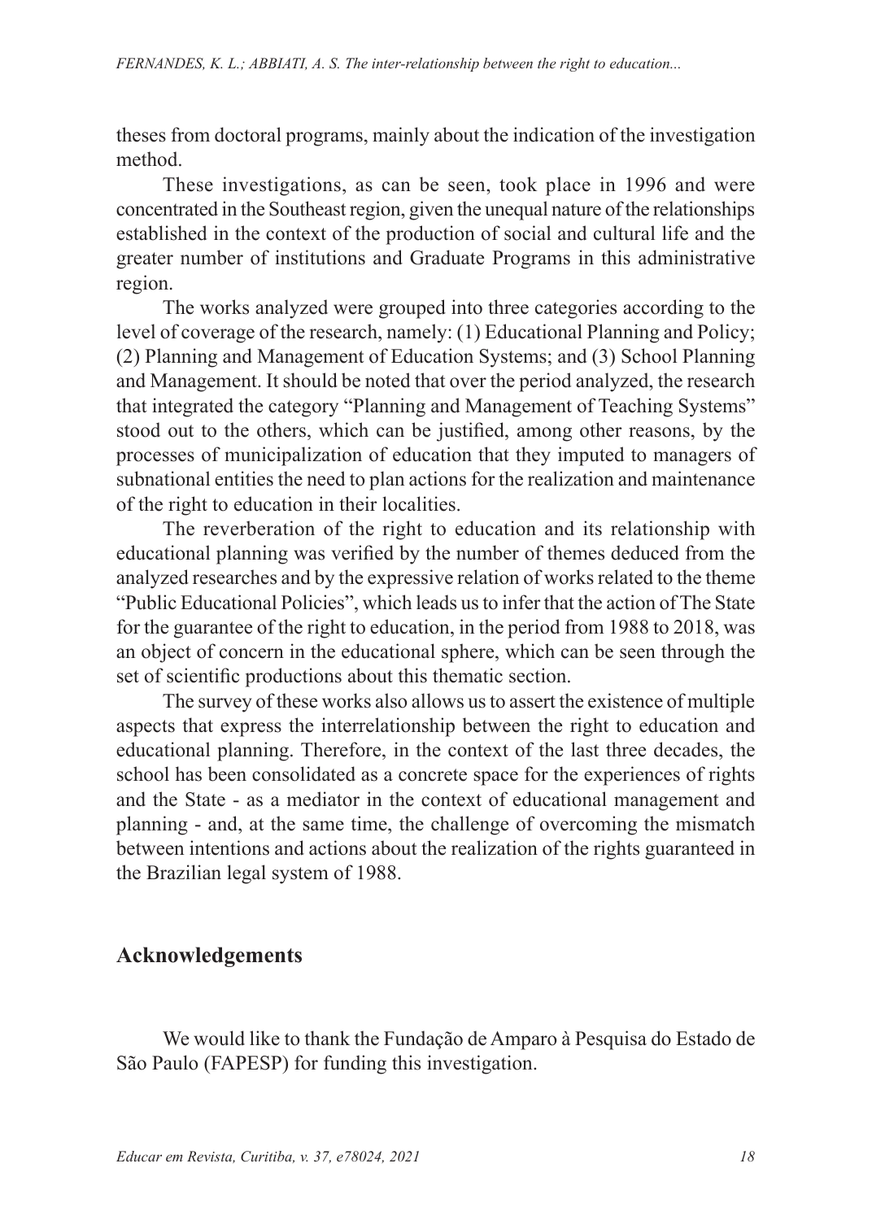theses from doctoral programs, mainly about the indication of the investigation method.

These investigations, as can be seen, took place in 1996 and were concentrated in the Southeast region, given the unequal nature of the relationships established in the context of the production of social and cultural life and the greater number of institutions and Graduate Programs in this administrative region.

The works analyzed were grouped into three categories according to the level of coverage of the research, namely: (1) Educational Planning and Policy; (2) Planning and Management of Education Systems; and (3) School Planning and Management. It should be noted that over the period analyzed, the research that integrated the category "Planning and Management of Teaching Systems" stood out to the others, which can be justified, among other reasons, by the processes of municipalization of education that they imputed to managers of subnational entities the need to plan actions for the realization and maintenance of the right to education in their localities.

The reverberation of the right to education and its relationship with educational planning was verified by the number of themes deduced from the analyzed researches and by the expressive relation of works related to the theme "Public Educational Policies", which leads us to infer that the action of The State for the guarantee of the right to education, in the period from 1988 to 2018, was an object of concern in the educational sphere, which can be seen through the set of scientific productions about this thematic section.

The survey of these works also allows us to assert the existence of multiple aspects that express the interrelationship between the right to education and educational planning. Therefore, in the context of the last three decades, the school has been consolidated as a concrete space for the experiences of rights and the State - as a mediator in the context of educational management and planning - and, at the same time, the challenge of overcoming the mismatch between intentions and actions about the realization of the rights guaranteed in the Brazilian legal system of 1988.

## Acknowledgements

We would like to thank the Fundação de Amparo à Pesquisa do Estado de São Paulo (FAPESP) for funding this investigation.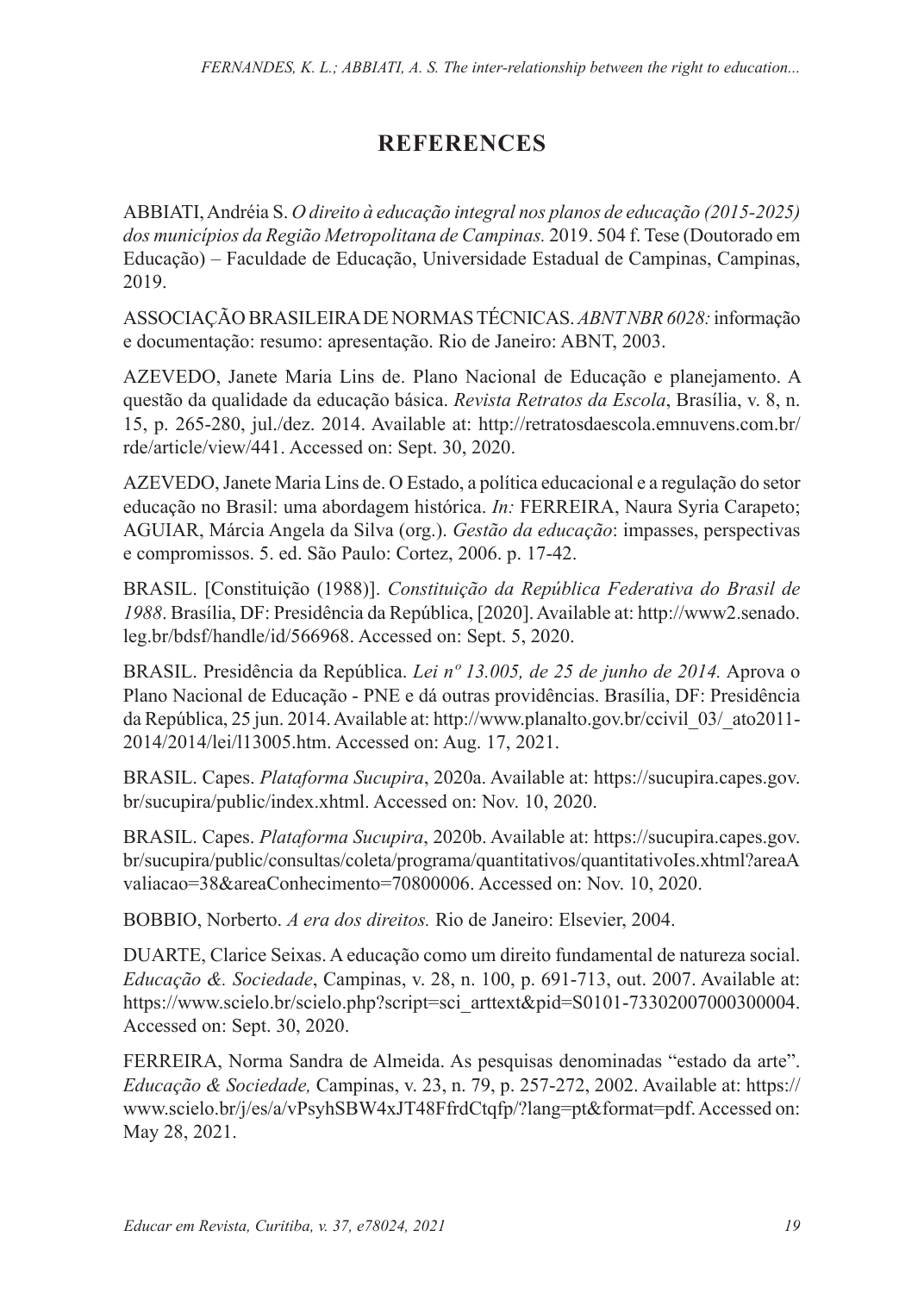## REFERENCES

ABBIATI, Andréia S. *O direito à educação integral nos planos de educação (2015-2025) dos municípios da Região Metropolitana de Campinas.* 2019. 504 f. Tese (Doutorado em Educação) – Faculdade de Educação, Universidade Estadual de Campinas, Campinas, 2019.

ASSOCIAÇÃO BRASILEIRA DE NORMAS TÉCNICAS. *ABNT NBR 6028:* informação e documentação: resumo: apresentação. Rio de Janeiro: ABNT, 2003.

AZEVEDO, Janete Maria Lins de. Plano Nacional de Educação e planejamento. A questão da qualidade da educação básica. *Revista Retratos da Escola*, Brasília, v. 8, n. 15, p. 265-280, jul./dez. 2014. Available at: http://retratosdaescola.emnuvens.com.br/rde/article/view/441. Accessed on: Sept. 30, 2020.

AZEVEDO, Janete Maria Lins de. O Estado, a política educacional e a regulação do setor educação no Brasil: uma abordagem histórica. *In:* FERREIRA, Naura Syria Carapeto; AGUIAR, Márcia Angela da Silva (org.). *Gestão da educação*: impasses, perspectivas e compromissos. 5. ed. São Paulo: Cortez, 2006. p. 17-42.

BRASIL. [Constituição (1988)]. *Constituição da República Federativa do Brasil de 1988*. Brasília, DF: Presidência da República, [2020]. Available at: http://www2.senado.leg.br/bdsf/handle/id/566968. Accessed on: Sept. 5, 2020.

BRASIL. Presidência da República. *Lei nº 13.005, de 25 de junho de 2014.* Aprova o Plano Nacional de Educação - PNE e dá outras providências. Brasília, DF: Presidência da República, 25 jun. 2014. Available at: http://www.planalto.gov.br/ccivil_03/_ato2011-2014/2014/lei/l13005.htm. Accessed on: Aug. 17, 2021.

BRASIL. Capes. *Plataforma Sucupira*, 2020a. Available at: https://sucupira.capes.gov.br/sucupira/public/index.xhtml. Accessed on: Nov. 10, 2020.

BRASIL. Capes. *Plataforma Sucupira*, 2020b. Available at: https://sucupira.capes.gov.br/sucupira/public/consultas/coleta/programa/quantitativos/quantitativoIes.xhtml?areaAvaliacao=38&areaConhecimento=70800006. Accessed on: Nov. 10, 2020.

BOBBIO, Norberto. *A era dos direitos.* Rio de Janeiro: Elsevier, 2004.

DUARTE, Clarice Seixas. A educação como um direito fundamental de natureza social. *Educação &. Sociedade*, Campinas, v. 28, n. 100, p. 691-713, out. 2007. Available at: https://www.scielo.br/scielo.php?script=sci_arttext&pid=S0101-73302007000300004. Accessed on: Sept. 30, 2020.

FERREIRA, Norma Sandra de Almeida. As pesquisas denominadas "estado da arte". *Educação & Sociedade,* Campinas, v. 23, n. 79, p. 257-272, 2002. Available at: https://www.scielo.br/j/es/a/vPsyhSBW4xJT48FfrdCtqfp/?lang=pt&format=pdf. Accessed on: May 28, 2021.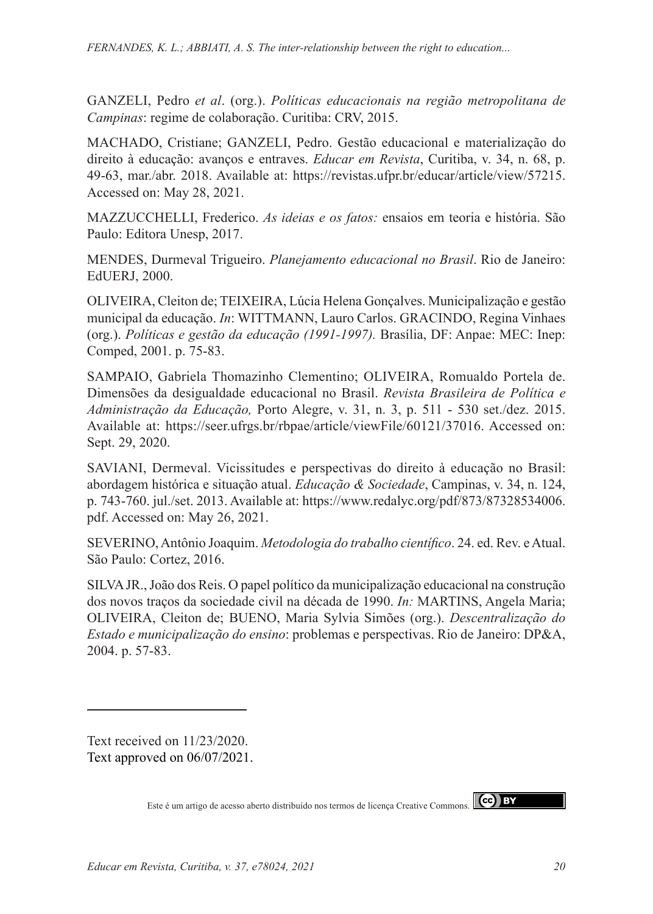GANZELI, Pedro *et al*. (org.). *Políticas educacionais na região metropolitana de Campinas*: regime de colaboração. Curitiba: CRV, 2015.

MACHADO, Cristiane; GANZELI, Pedro. Gestão educacional e materialização do direito à educação: avanços e entraves. *Educar em Revista*, Curitiba, v. 34, n. 68, p. 49-63, mar./abr. 2018. Available at: https://revistas.ufpr.br/educar/article/view/57215. Accessed on: May 28, 2021.

MAZZUCCHELLI, Frederico. *As ideias e os fatos:* ensaios em teoria e história. São Paulo: Editora Unesp, 2017.

MENDES, Durmeval Trigueiro. *Planejamento educacional no Brasil*. Rio de Janeiro: EdUERJ, 2000.

OLIVEIRA, Cleiton de; TEIXEIRA, Lúcia Helena Gonçalves. Municipalização e gestão municipal da educação. *In*: WITTMANN, Lauro Carlos. GRACINDO, Regina Vinhaes (org.). *Políticas e gestão da educação (1991-1997).* Brasília, DF: Anpae: MEC: Inep: Comped, 2001. p. 75-83.

SAMPAIO, Gabriela Thomazinho Clementino; OLIVEIRA, Romualdo Portela de. Dimensões da desigualdade educacional no Brasil. *Revista Brasileira de Política e Administração da Educação,* Porto Alegre, v. 31, n. 3, p. 511 - 530 set./dez. 2015. Available at: https://seer.ufrgs.br/rbpae/article/viewFile/60121/37016. Accessed on: Sept. 29, 2020.

SAVIANI, Dermeval. Vicissitudes e perspectivas do direito à educação no Brasil: abordagem histórica e situação atual. *Educação & Sociedade*, Campinas, v. 34, n. 124, p. 743-760. jul./set. 2013. Available at: https://www.redalyc.org/pdf/873/87328534006.pdf. Accessed on: May 26, 2021.

SEVERINO, Antônio Joaquim. *Metodologia do trabalho científico*. 24. ed. Rev. e Atual. São Paulo: Cortez, 2016.

SILVA JR., João dos Reis. O papel político da municipalização educacional na construção dos novos traços da sociedade civil na década de 1990. *In:* MARTINS, Angela Maria; OLIVEIRA, Cleiton de; BUENO, Maria Sylvia Simões (org.). *Descentralização do Estado e municipalização do ensino*: problemas e perspectivas. Rio de Janeiro: DP&A, 2004. p. 57-83.

---

Text received on 11/23/2020.
Text approved on 06/07/2021.

Este é um artigo de acesso aberto distribuído nos termos de licença Creative Commons.